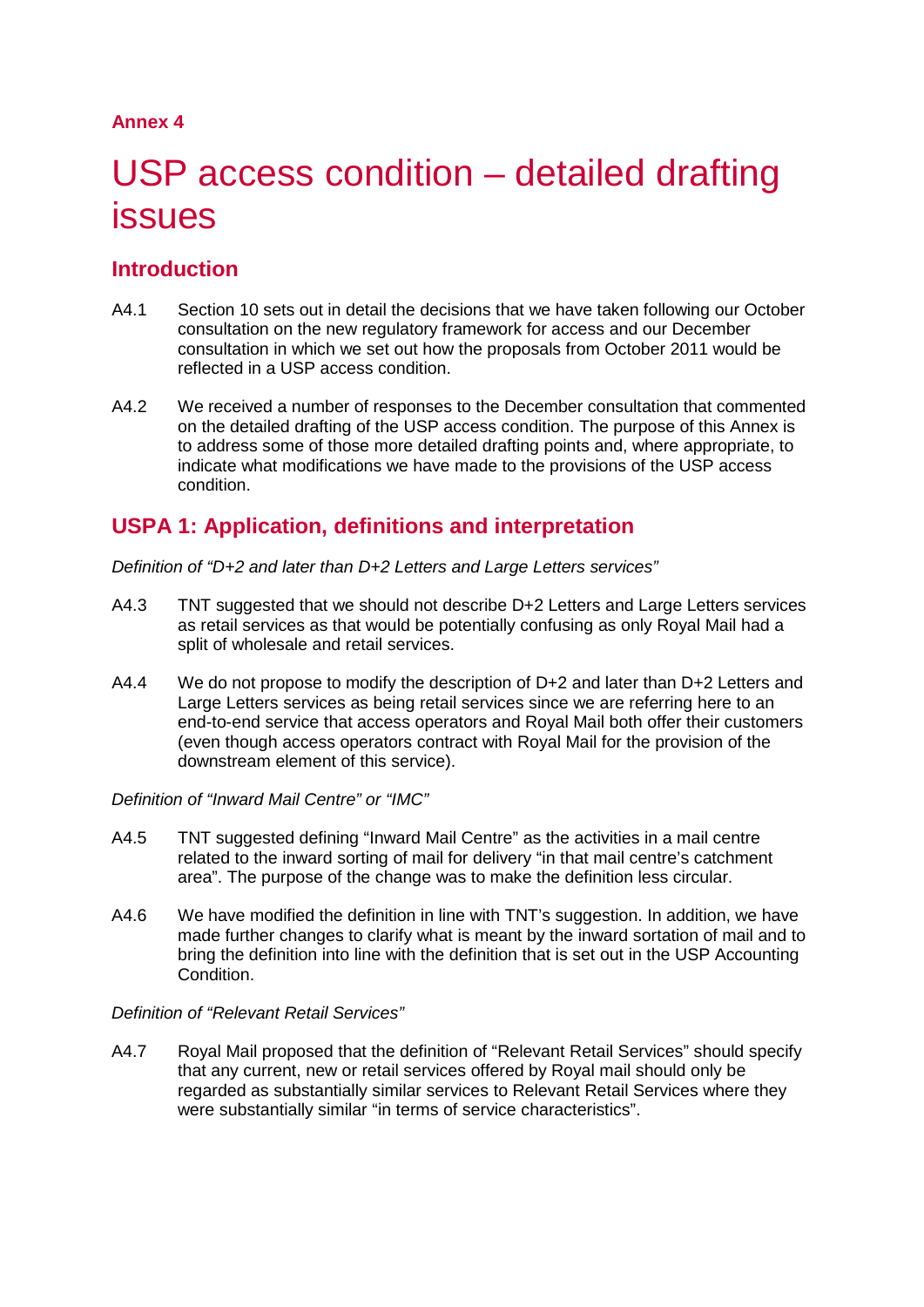**Annex 4**

# USP access condition – detailed drafting issues

## Introduction

A4.1 Section 10 sets out in detail the decisions that we have taken following our October consultation on the new regulatory framework for access and our December consultation in which we set out how the proposals from October 2011 would be reflected in a USP access condition.

A4.2 We received a number of responses to the December consultation that commented on the detailed drafting of the USP access condition. The purpose of this Annex is to address some of those more detailed drafting points and, where appropriate, to indicate what modifications we have made to the provisions of the USP access condition.

## USPA 1: Application, definitions and interpretation

*Definition of "D+2 and later than D+2 Letters and Large Letters services"*

A4.3 TNT suggested that we should not describe D+2 Letters and Large Letters services as retail services as that would be potentially confusing as only Royal Mail had a split of wholesale and retail services.

A4.4 We do not propose to modify the description of D+2 and later than D+2 Letters and Large Letters services as being retail services since we are referring here to an end-to-end service that access operators and Royal Mail both offer their customers (even though access operators contract with Royal Mail for the provision of the downstream element of this service).

*Definition of "Inward Mail Centre" or "IMC"*

A4.5 TNT suggested defining "Inward Mail Centre" as the activities in a mail centre related to the inward sorting of mail for delivery "in that mail centre's catchment area". The purpose of the change was to make the definition less circular.

A4.6 We have modified the definition in line with TNT's suggestion. In addition, we have made further changes to clarify what is meant by the inward sortation of mail and to bring the definition into line with the definition that is set out in the USP Accounting Condition.

*Definition of "Relevant Retail Services"*

A4.7 Royal Mail proposed that the definition of "Relevant Retail Services" should specify that any current, new or retail services offered by Royal mail should only be regarded as substantially similar services to Relevant Retail Services where they were substantially similar "in terms of service characteristics".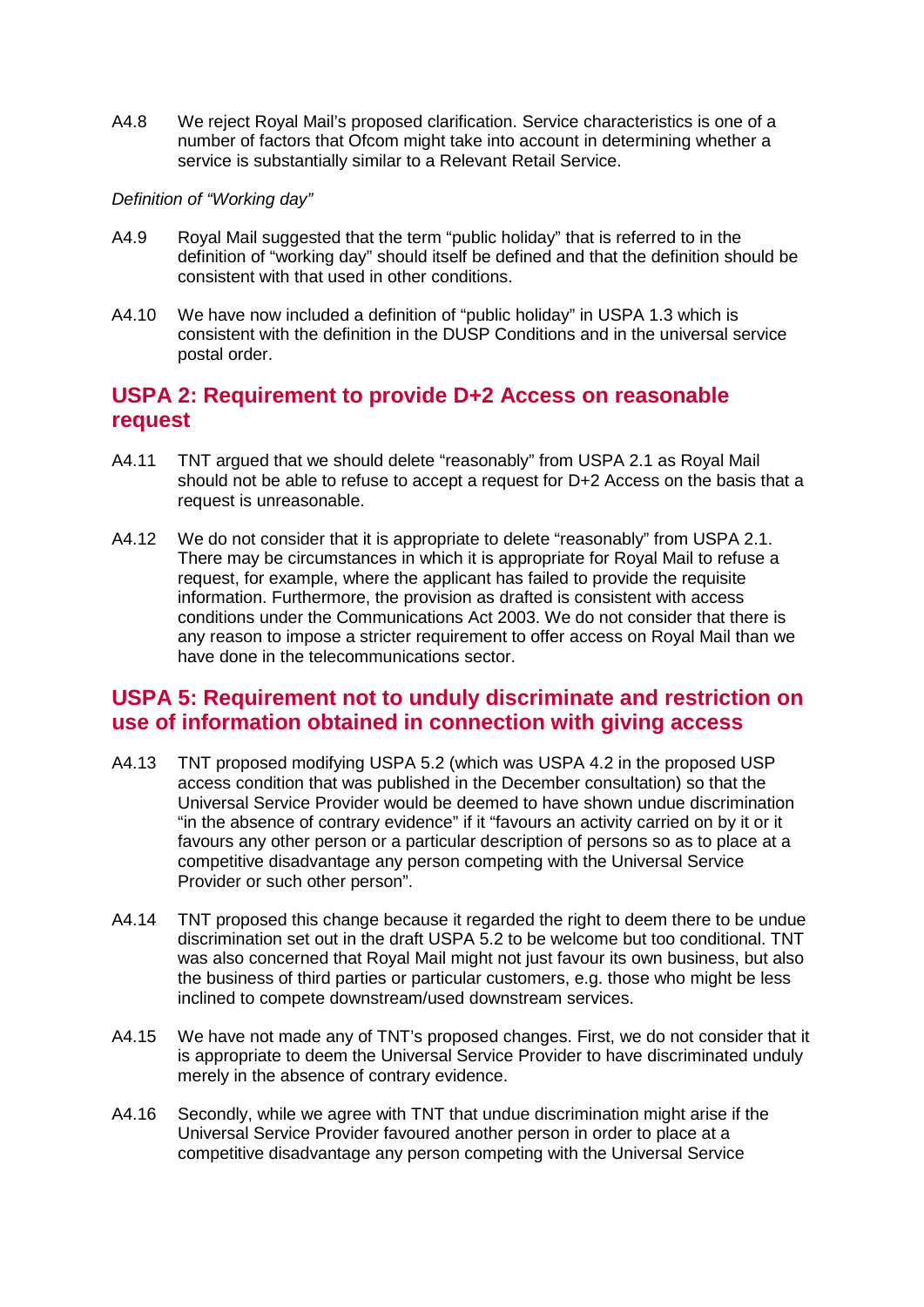A4.8 We reject Royal Mail's proposed clarification. Service characteristics is one of a number of factors that Ofcom might take into account in determining whether a service is substantially similar to a Relevant Retail Service.

*Definition of "Working day"*

A4.9 Royal Mail suggested that the term "public holiday" that is referred to in the definition of "working day" should itself be defined and that the definition should be consistent with that used in other conditions.

A4.10 We have now included a definition of "public holiday" in USPA 1.3 which is consistent with the definition in the DUSP Conditions and in the universal service postal order.

## USPA 2: Requirement to provide D+2 Access on reasonable request

A4.11 TNT argued that we should delete "reasonably" from USPA 2.1 as Royal Mail should not be able to refuse to accept a request for D+2 Access on the basis that a request is unreasonable.

A4.12 We do not consider that it is appropriate to delete "reasonably" from USPA 2.1. There may be circumstances in which it is appropriate for Royal Mail to refuse a request, for example, where the applicant has failed to provide the requisite information. Furthermore, the provision as drafted is consistent with access conditions under the Communications Act 2003. We do not consider that there is any reason to impose a stricter requirement to offer access on Royal Mail than we have done in the telecommunications sector.

## USPA 5: Requirement not to unduly discriminate and restriction on use of information obtained in connection with giving access

A4.13 TNT proposed modifying USPA 5.2 (which was USPA 4.2 in the proposed USP access condition that was published in the December consultation) so that the Universal Service Provider would be deemed to have shown undue discrimination "in the absence of contrary evidence" if it "favours an activity carried on by it or it favours any other person or a particular description of persons so as to place at a competitive disadvantage any person competing with the Universal Service Provider or such other person".

A4.14 TNT proposed this change because it regarded the right to deem there to be undue discrimination set out in the draft USPA 5.2 to be welcome but too conditional. TNT was also concerned that Royal Mail might not just favour its own business, but also the business of third parties or particular customers, e.g. those who might be less inclined to compete downstream/used downstream services.

A4.15 We have not made any of TNT's proposed changes. First, we do not consider that it is appropriate to deem the Universal Service Provider to have discriminated unduly merely in the absence of contrary evidence.

A4.16 Secondly, while we agree with TNT that undue discrimination might arise if the Universal Service Provider favoured another person in order to place at a competitive disadvantage any person competing with the Universal Service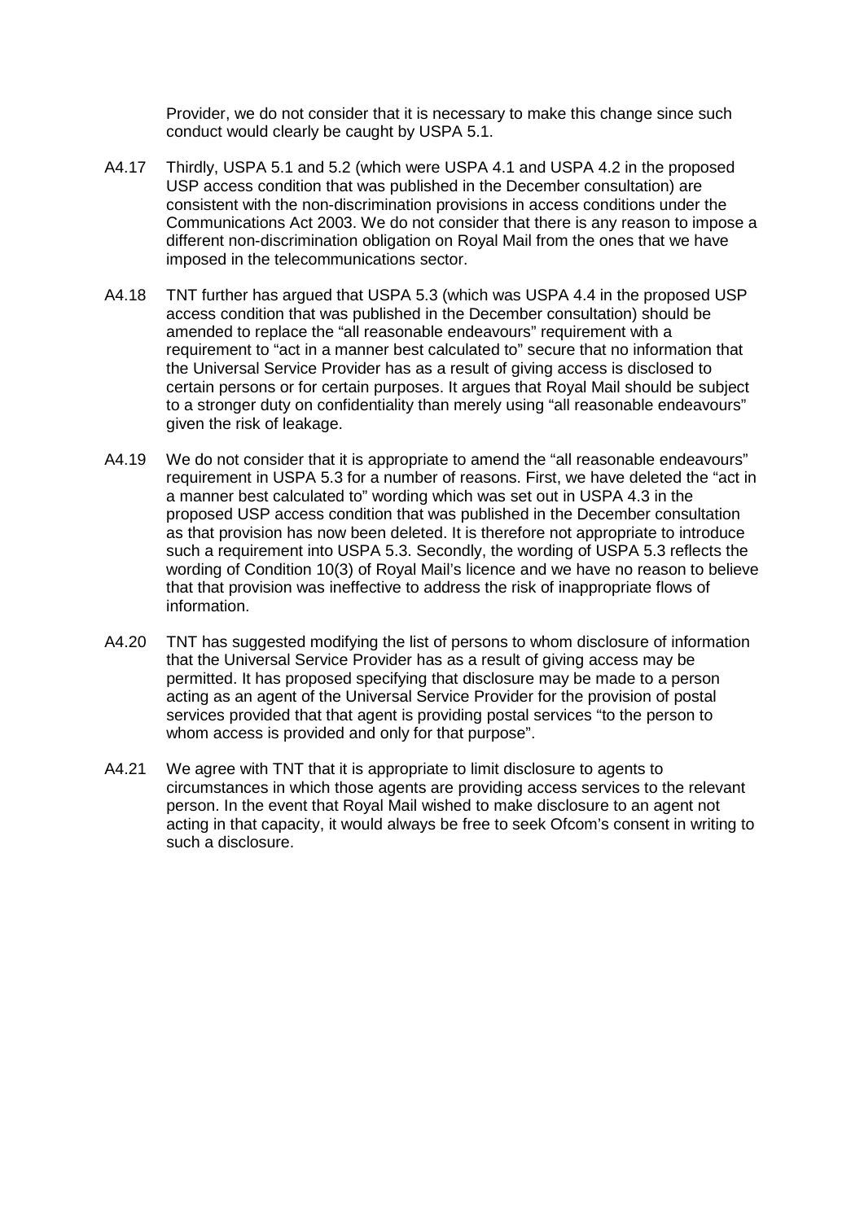Provider, we do not consider that it is necessary to make this change since such conduct would clearly be caught by USPA 5.1.

A4.17 Thirdly, USPA 5.1 and 5.2 (which were USPA 4.1 and USPA 4.2 in the proposed USP access condition that was published in the December consultation) are consistent with the non-discrimination provisions in access conditions under the Communications Act 2003. We do not consider that there is any reason to impose a different non-discrimination obligation on Royal Mail from the ones that we have imposed in the telecommunications sector.

A4.18 TNT further has argued that USPA 5.3 (which was USPA 4.4 in the proposed USP access condition that was published in the December consultation) should be amended to replace the "all reasonable endeavours" requirement with a requirement to "act in a manner best calculated to" secure that no information that the Universal Service Provider has as a result of giving access is disclosed to certain persons or for certain purposes. It argues that Royal Mail should be subject to a stronger duty on confidentiality than merely using "all reasonable endeavours" given the risk of leakage.

A4.19 We do not consider that it is appropriate to amend the "all reasonable endeavours" requirement in USPA 5.3 for a number of reasons. First, we have deleted the "act in a manner best calculated to" wording which was set out in USPA 4.3 in the proposed USP access condition that was published in the December consultation as that provision has now been deleted. It is therefore not appropriate to introduce such a requirement into USPA 5.3. Secondly, the wording of USPA 5.3 reflects the wording of Condition 10(3) of Royal Mail's licence and we have no reason to believe that that provision was ineffective to address the risk of inappropriate flows of information.

A4.20 TNT has suggested modifying the list of persons to whom disclosure of information that the Universal Service Provider has as a result of giving access may be permitted. It has proposed specifying that disclosure may be made to a person acting as an agent of the Universal Service Provider for the provision of postal services provided that that agent is providing postal services "to the person to whom access is provided and only for that purpose".

A4.21 We agree with TNT that it is appropriate to limit disclosure to agents to circumstances in which those agents are providing access services to the relevant person. In the event that Royal Mail wished to make disclosure to an agent not acting in that capacity, it would always be free to seek Ofcom's consent in writing to such a disclosure.